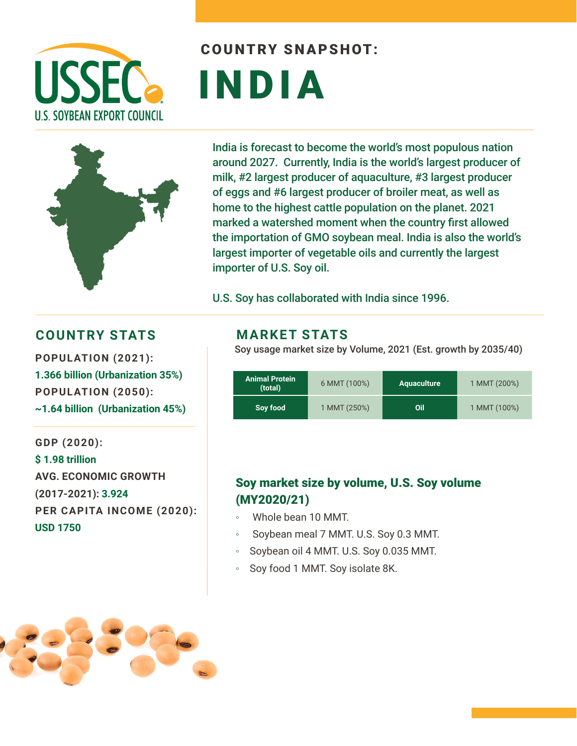# COUNTRY SNAPSHOT: INDIA

U.S. SOYBEAN EXPORT COUNCIL

India is forecast to become the world's most populous nation around 2027. Currently, India is the world's largest producer of milk, #2 largest producer of aquaculture, #3 largest producer of eggs and #6 largest producer of broiler meat, as well as home to the highest cattle population on the planet. 2021 marked a watershed moment when the country first allowed the importation of GMO soybean meal. India is also the world's largest importer of vegetable oils and currently the largest importer of U.S. Soy oil.

U.S. Soy has collaborated with India since 1996.

## COUNTRY STATS

**POPULATION (2021):**
1.366 billion (Urbanization 35%)

**POPULATION (2050):**
~1.64 billion (Urbanization 45%)

**GDP (2020):**
$ 1.98 trillion

**AVG. ECONOMIC GROWTH (2017-2021):** 3.924

**PER CAPITA INCOME (2020):**
USD 1750

## MARKET STATS

Soy usage market size by Volume, 2021 (Est. growth by 2035/40)

| Animal Protein (total) | 6 MMT (100%) | Aquaculture | 1 MMT (200%) |
|---|---|---|---|
| Soy food | 1 MMT (250%) | Oil | 1 MMT (100%) |

### Soy market size by volume, U.S. Soy volume (MY2020/21)

- Whole bean 10 MMT.
- Soybean meal 7 MMT. U.S. Soy 0.3 MMT.
- Soybean oil 4 MMT. U.S. Soy 0.035 MMT.
- Soy food 1 MMT. Soy isolate 8K.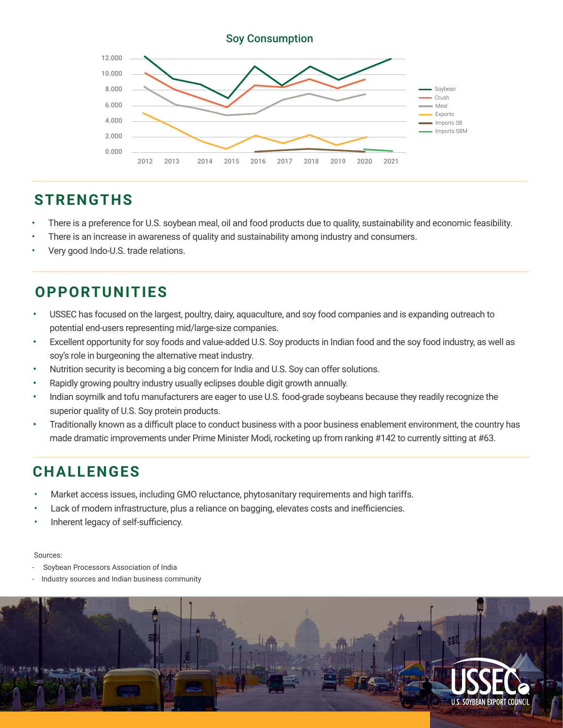## Soy Consumption

12.000
10.000
8.000
6.000
4.000
2.000
0.000

2012 2013 2014 2015 2016 2017 2018 2019 2020 2021

Soybean
Crush
Meal
Exports
Imports SB
Imports SBM

## STRENGTHS

- There is a preference for U.S. soybean meal, oil and food products due to quality, sustainability and economic feasibility.
- There is an increase in awareness of quality and sustainability among industry and consumers.
- Very good Indo-U.S. trade relations.

## OPPORTUNITIES

- USSEC has focused on the largest, poultry, dairy, aquaculture, and soy food companies and is expanding outreach to potential end-users representing mid/large-size companies.
- Excellent opportunity for soy foods and value-added U.S. Soy products in Indian food and the soy food industry, as well as soy's role in burgeoning the alternative meat industry.
- Nutrition security is becoming a big concern for India and U.S. Soy can offer solutions.
- Rapidly growing poultry industry usually eclipses double digit growth annually.
- Indian soymilk and tofu manufacturers are eager to use U.S. food-grade soybeans because they readily recognize the superior quality of U.S. Soy protein products.
- Traditionally known as a difficult place to conduct business with a poor business enablement environment, the country has made dramatic improvements under Prime Minister Modi, rocketing up from ranking #142 to currently sitting at #63.

## CHALLENGES

- Market access issues, including GMO reluctance, phytosanitary requirements and high tariffs.
- Lack of modern infrastructure, plus a reliance on bagging, elevates costs and inefficiencies.
- Inherent legacy of self-sufficiency.

Sources:

- Soybean Processors Association of India
- Industry sources and Indian business community

USSEC
U.S. SOYBEAN EXPORT COUNCIL